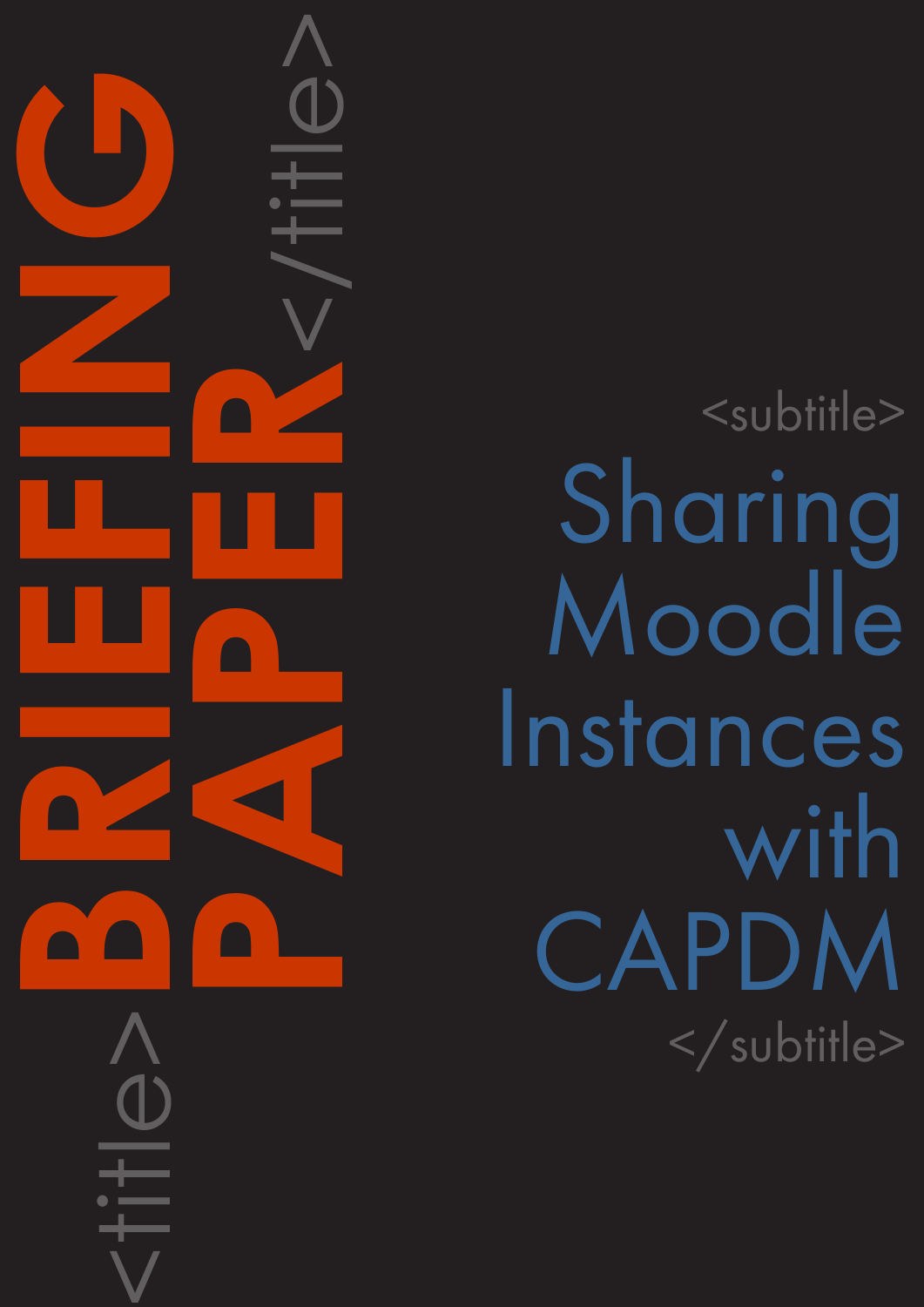# BRIEFING PAPER

## Sharing Moodle Instances with CAPDM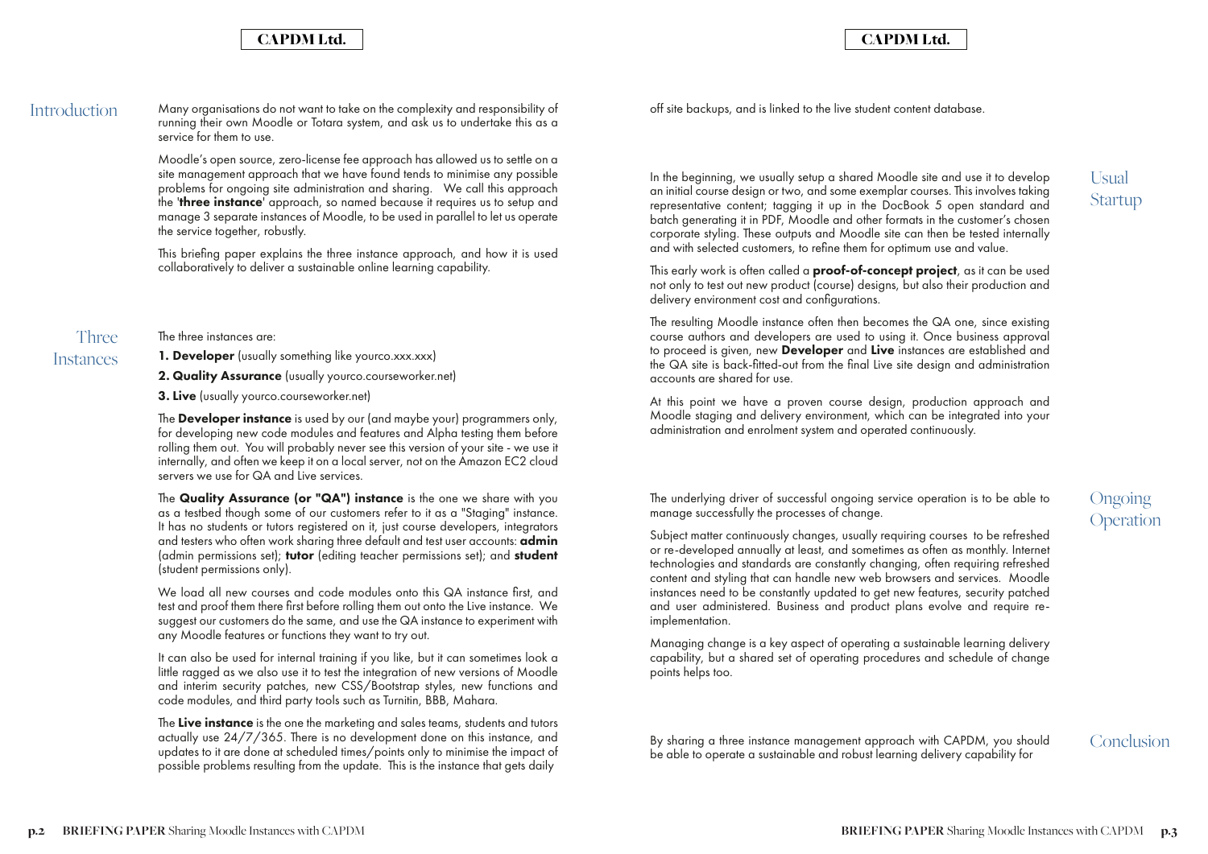## Introduction

Many organisations do not want to take on the complexity and responsibility of running their own Moodle or Totara system, and ask us to undertake this as a service for them to use.

Moodle's open source, zero-license fee approach has allowed us to settle on a site management approach that we have found tends to minimise any possible problems for ongoing site administration and sharing. We call this approach the '**three instance**' approach, so named because it requires us to setup and manage 3 separate instances of Moodle, to be used in parallel to let us operate the service together, robustly.

This briefing paper explains the three instance approach, and how it is used collaboratively to deliver a sustainable online learning capability.

## Three Instances

The three instances are:

**1. Developer** (usually something like yourco.xxx.xxx)

**2. Quality Assurance** (usually yourco.courseworker.net)

**3. Live** (usually yourco.courseworker.net)

The **Developer instance** is used by our (and maybe your) programmers only, for developing new code modules and features and Alpha testing them before rolling them out. You will probably never see this version of your site - we use it internally, and often we keep it on a local server, not on the Amazon EC2 cloud servers we use for QA and Live services.

The **Quality Assurance (or "QA") instance** is the one we share with you as a testbed though some of our customers refer to it as a "Staging" instance. It has no students or tutors registered on it, just course developers, integrators and testers who often work sharing three default and test user accounts: **admin** (admin permissions set); **tutor** (editing teacher permissions set); and **student** (student permissions only).

We load all new courses and code modules onto this QA instance first, and test and proof them there first before rolling them out onto the Live instance. We suggest our customers do the same, and use the QA instance to experiment with any Moodle features or functions they want to try out.

It can also be used for internal training if you like, but it can sometimes look a little ragged as we also use it to test the integration of new versions of Moodle and interim security patches, new CSS/Bootstrap styles, new functions and code modules, and third party tools such as Turnitin, BBB, Mahara.

The **Live instance** is the one the marketing and sales teams, students and tutors actually use 24/7/365. There is no development done on this instance, and updates to it are done at scheduled times/points only to minimise the impact of possible problems resulting from the update. This is the instance that gets daily off site backups, and is linked to the live student content database.

## Usual Startup

In the beginning, we usually setup a shared Moodle site and use it to develop an initial course design or two, and some exemplar courses. This involves taking representative content; tagging it up in the DocBook 5 open standard and batch generating it in PDF, Moodle and other formats in the customer's chosen corporate styling. These outputs and Moodle site can then be tested internally and with selected customers, to refine them for optimum use and value.

This early work is often called a **proof-of-concept project**, as it can be used not only to test out new product (course) designs, but also their production and delivery environment cost and configurations.

The resulting Moodle instance often then becomes the QA one, since existing course authors and developers are used to using it. Once business approval to proceed is given, new **Developer** and **Live** instances are established and the QA site is back-fitted-out from the final Live site design and administration accounts are shared for use.

At this point we have a proven course design, production approach and Moodle staging and delivery environment, which can be integrated into your administration and enrolment system and operated continuously.

## Ongoing Operation

The underlying driver of successful ongoing service operation is to be able to manage successfully the processes of change.

Subject matter continuously changes, usually requiring courses to be refreshed or re-developed annually at least, and sometimes as often as monthly. Internet technologies and standards are constantly changing, often requiring refreshed content and styling that can handle new web browsers and services. Moodle instances need to be constantly updated to get new features, security patched and user administered. Business and product plans evolve and require re-implementation.

Managing change is a key aspect of operating a sustainable learning delivery capability, but a shared set of operating procedures and schedule of change points helps too.

## Conclusion

By sharing a three instance management approach with CAPDM, you should be able to operate a sustainable and robust learning delivery capability for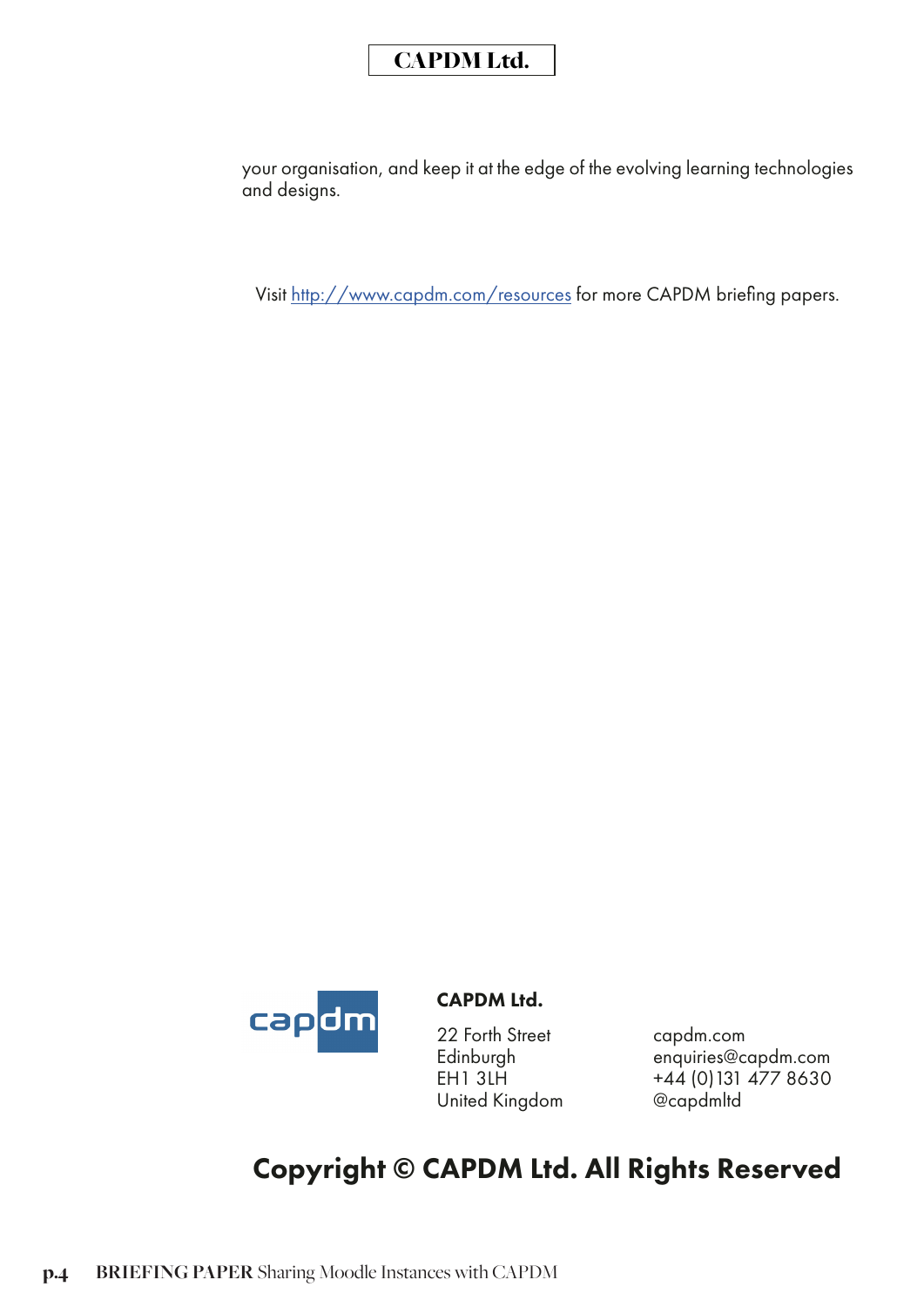your organisation, and keep it at the edge of the evolving learning technologies and designs.

Visit [http://www.capdm.com/resources](http://www.capdm.com/resources) for more CAPDM briefing papers.

**CAPDM Ltd.**

22 Forth Street
Edinburgh
EH1 3LH
United Kingdom

capdm.com
enquiries@capdm.com
+44 (0)131 477 8630
@capdmltd

**Copyright © CAPDM Ltd. All Rights Reserved**